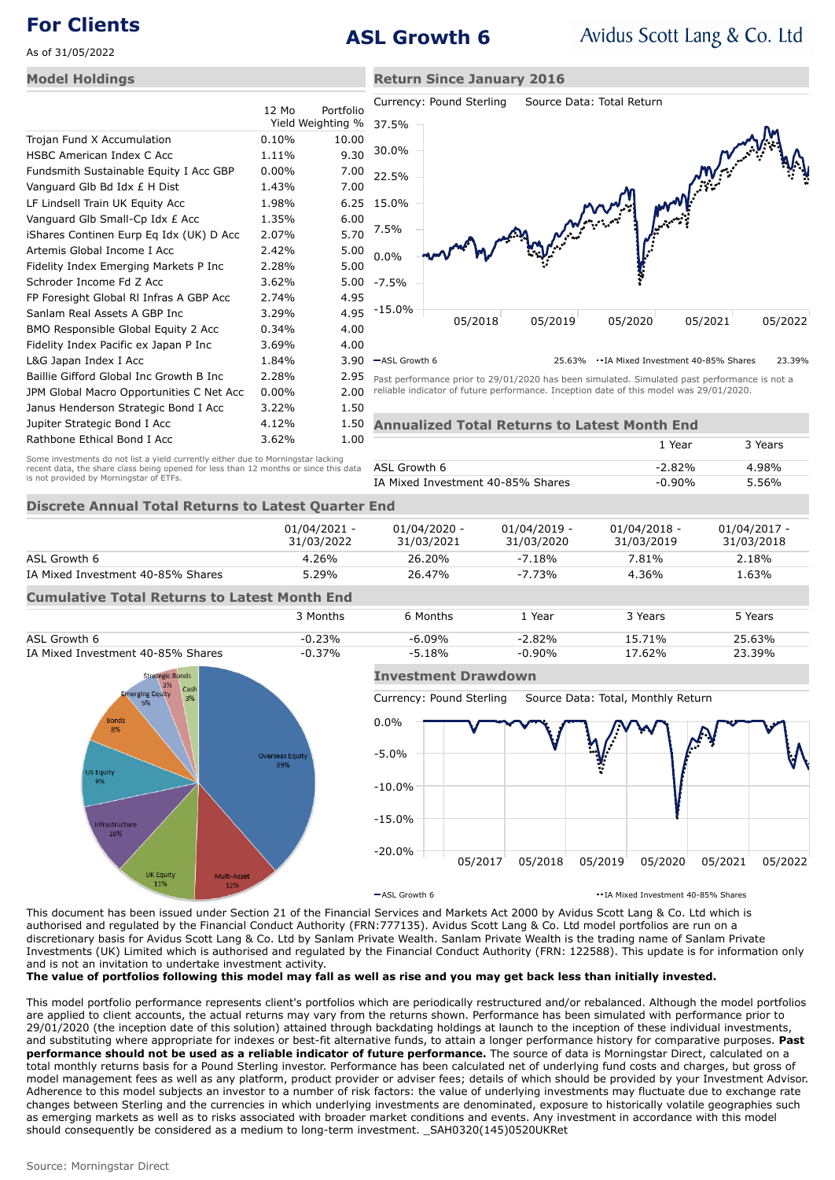# For Clients

As of 31/05/2022

# ASL Growth 6

Avidus Scott Lang & Co. Ltd

## Model Holdings

| | 12 Mo Yield | Portfolio Weighting % |
|---|---|---|
| Trojan Fund X Accumulation | 0.10% | 10.00 |
| HSBC American Index C Acc | 1.11% | 9.30 |
| Fundsmith Sustainable Equity I Acc GBP | 0.00% | 7.00 |
| Vanguard Glb Bd Idx £ H Dist | 1.43% | 7.00 |
| LF Lindsell Train UK Equity Acc | 1.98% | 6.25 |
| Vanguard Glb Small-Cp Idx £ Acc | 1.35% | 6.00 |
| iShares Continen Eurp Eq Idx (UK) D Acc | 2.07% | 5.70 |
| Artemis Global Income I Acc | 2.42% | 5.00 |
| Fidelity Index Emerging Markets P Inc | 2.28% | 5.00 |
| Schroder Income Fd Z Acc | 3.62% | 5.00 |
| FP Foresight Global Rl Infras A GBP Acc | 2.74% | 4.95 |
| Sanlam Real Assets A GBP Inc | 3.29% | 4.95 |
| BMO Responsible Global Equity 2 Acc | 0.34% | 4.00 |
| Fidelity Index Pacific ex Japan P Inc | 3.69% | 4.00 |
| L&G Japan Index I Acc | 1.84% | 3.90 |
| Baillie Gifford Global Inc Growth B Inc | 2.28% | 2.95 |
| JPM Global Macro Opportunities C Net Acc | 0.00% | 2.00 |
| Janus Henderson Strategic Bond I Acc | 3.22% | 1.50 |
| Jupiter Strategic Bond I Acc | 4.12% | 1.50 |
| Rathbone Ethical Bond I Acc | 3.62% | 1.00 |

Some investments do not list a yield currently either due to Morningstar lacking recent data, the share class being opened for less than 12 months or since this data is not provided by Morningstar of ETFs.

## Return Since January 2016

Currency: Pound Sterling    Source Data: Total Return

ASL Growth 6: 25.63%    IA Mixed Investment 40-85% Shares: 23.39%

Past performance prior to 29/01/2020 has been simulated. Simulated past performance is not a reliable indicator of future performance. Inception date of this model was 29/01/2020.

## Annualized Total Returns to Latest Month End

| | 1 Year | 3 Years |
|---|---|---|
| ASL Growth 6 | -2.82% | 4.98% |
| IA Mixed Investment 40-85% Shares | -0.90% | 5.56% |

## Discrete Annual Total Returns to Latest Quarter End

| | 01/04/2021 - 31/03/2022 | 01/04/2020 - 31/03/2021 | 01/04/2019 - 31/03/2020 | 01/04/2018 - 31/03/2019 | 01/04/2017 - 31/03/2018 |
|---|---|---|---|---|---|
| ASL Growth 6 | 4.26% | 26.20% | -7.18% | 7.81% | 2.18% |
| IA Mixed Investment 40-85% Shares | 5.29% | 26.47% | -7.73% | 4.36% | 1.63% |

## Cumulative Total Returns to Latest Month End

| | 3 Months | 6 Months | 1 Year | 3 Years | 5 Years |
|---|---|---|---|---|---|
| ASL Growth 6 | -0.23% | -6.09% | -2.82% | 15.71% | 25.63% |
| IA Mixed Investment 40-85% Shares | -0.37% | -5.18% | -0.90% | 17.62% | 23.39% |

Overseas Equity 39%, Multi-Asset 12%, UK Equity 11%, Infrastructure 10%, US Equity 9%, Bonds 8%, Emerging Equity 5%, Strategic Bonds 3%, Cash 3%

## Investment Drawdown

Currency: Pound Sterling    Source Data: Total, Monthly Return

ASL Growth 6    IA Mixed Investment 40-85% Shares

This document has been issued under Section 21 of the Financial Services and Markets Act 2000 by Avidus Scott Lang & Co. Ltd which is authorised and regulated by the Financial Conduct Authority (FRN:777135). Avidus Scott Lang & Co. Ltd model portfolios are run on a discretionary basis for Avidus Scott Lang & Co. Ltd by Sanlam Private Wealth. Sanlam Private Wealth is the trading name of Sanlam Private Investments (UK) Limited which is authorised and regulated by the Financial Conduct Authority (FRN: 122588). This update is for information only and is not an invitation to undertake investment activity.

**The value of portfolios following this model may fall as well as rise and you may get back less than initially invested.**

This model portfolio performance represents client's portfolios which are periodically restructured and/or rebalanced. Although the model portfolios are applied to client accounts, the actual returns may vary from the returns shown. Performance has been simulated with performance prior to 29/01/2020 (the inception date of this solution) attained through backdating holdings at launch to the inception of these individual investments, and substituting where appropriate for indexes or best-fit alternative funds, to attain a longer performance history for comparative purposes. **Past performance should not be used as a reliable indicator of future performance.** The source of data is Morningstar Direct, calculated on a total monthly returns basis for a Pound Sterling investor. Performance has been calculated net of underlying fund costs and charges, but gross of model management fees as well as any platform, product provider or adviser fees; details of which should be provided by your Investment Advisor. Adherence to this model subjects an investor to a number of risk factors: the value of underlying investments may fluctuate due to exchange rate changes between Sterling and the currencies in which underlying investments are denominated, exposure to historically volatile geographies such as emerging markets as well as to risks associated with broader market conditions and events. Any investment in accordance with this model should consequently be considered as a medium to long-term investment. _SAH0320(145)0520UKRet

Source: Morningstar Direct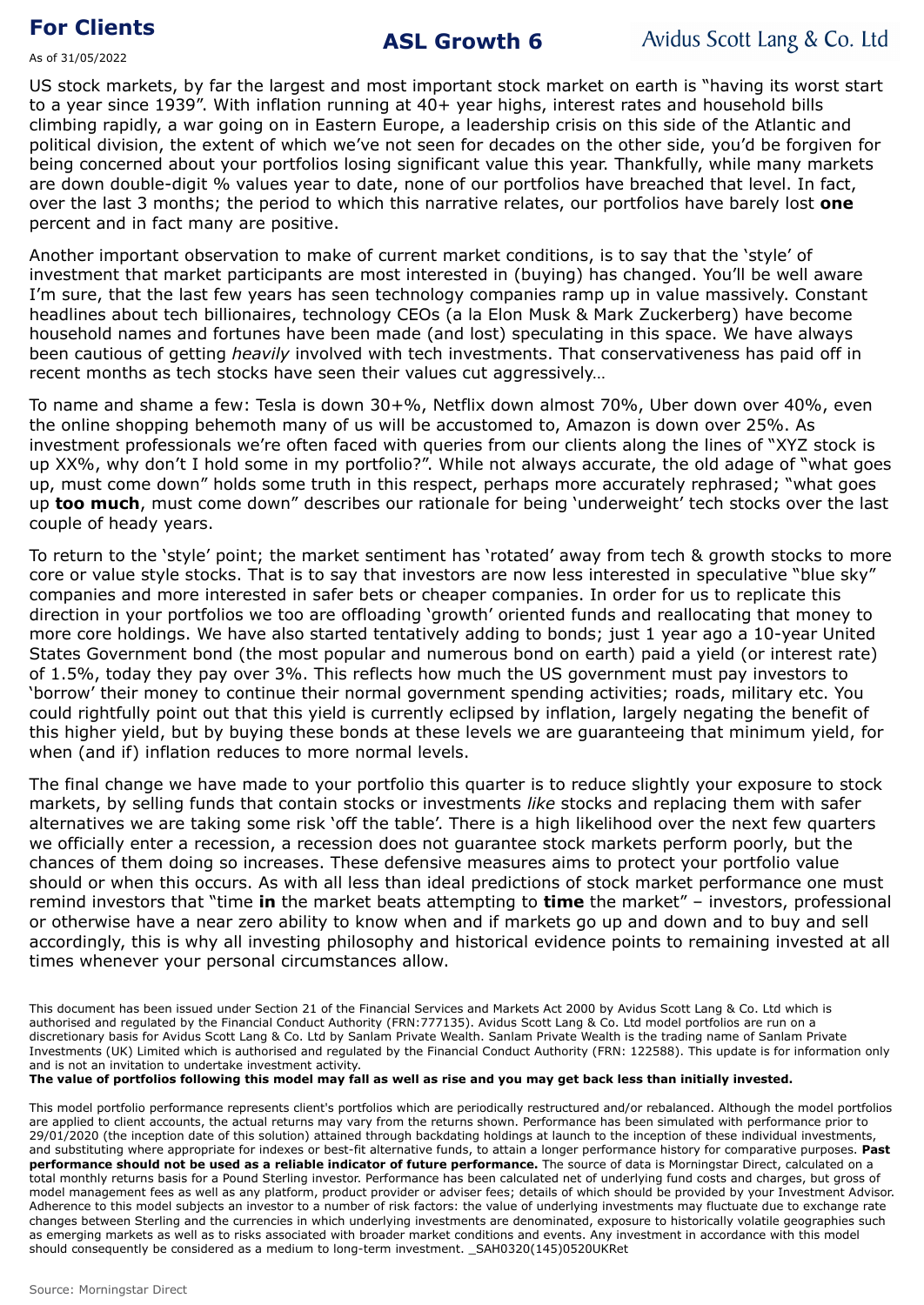**For Clients**

As of 31/05/2022

# ASL Growth 6

Avidus Scott Lang & Co. Ltd

US stock markets, by far the largest and most important stock market on earth is "having its worst start to a year since 1939". With inflation running at 40+ year highs, interest rates and household bills climbing rapidly, a war going on in Eastern Europe, a leadership crisis on this side of the Atlantic and political division, the extent of which we've not seen for decades on the other side, you'd be forgiven for being concerned about your portfolios losing significant value this year. Thankfully, while many markets are down double-digit % values year to date, none of our portfolios have breached that level. In fact, over the last 3 months; the period to which this narrative relates, our portfolios have barely lost **one** percent and in fact many are positive.

Another important observation to make of current market conditions, is to say that the 'style' of investment that market participants are most interested in (buying) has changed. You'll be well aware I'm sure, that the last few years has seen technology companies ramp up in value massively. Constant headlines about tech billionaires, technology CEOs (a la Elon Musk & Mark Zuckerberg) have become household names and fortunes have been made (and lost) speculating in this space. We have always been cautious of getting *heavily* involved with tech investments. That conservativeness has paid off in recent months as tech stocks have seen their values cut aggressively…

To name and shame a few: Tesla is down 30+%, Netflix down almost 70%, Uber down over 40%, even the online shopping behemoth many of us will be accustomed to, Amazon is down over 25%. As investment professionals we're often faced with queries from our clients along the lines of "XYZ stock is up XX%, why don't I hold some in my portfolio?". While not always accurate, the old adage of "what goes up, must come down" holds some truth in this respect, perhaps more accurately rephrased; "what goes up **too much**, must come down" describes our rationale for being 'underweight' tech stocks over the last couple of heady years.

To return to the 'style' point; the market sentiment has 'rotated' away from tech & growth stocks to more core or value style stocks. That is to say that investors are now less interested in speculative "blue sky" companies and more interested in safer bets or cheaper companies. In order for us to replicate this direction in your portfolios we too are offloading 'growth' oriented funds and reallocating that money to more core holdings. We have also started tentatively adding to bonds; just 1 year ago a 10-year United States Government bond (the most popular and numerous bond on earth) paid a yield (or interest rate) of 1.5%, today they pay over 3%. This reflects how much the US government must pay investors to 'borrow' their money to continue their normal government spending activities; roads, military etc. You could rightfully point out that this yield is currently eclipsed by inflation, largely negating the benefit of this higher yield, but by buying these bonds at these levels we are guaranteeing that minimum yield, for when (and if) inflation reduces to more normal levels.

The final change we have made to your portfolio this quarter is to reduce slightly your exposure to stock markets, by selling funds that contain stocks or investments *like* stocks and replacing them with safer alternatives we are taking some risk 'off the table'. There is a high likelihood over the next few quarters we officially enter a recession, a recession does not guarantee stock markets perform poorly, but the chances of them doing so increases. These defensive measures aims to protect your portfolio value should or when this occurs. As with all less than ideal predictions of stock market performance one must remind investors that "time **in** the market beats attempting to **time** the market" – investors, professional or otherwise have a near zero ability to know when and if markets go up and down and to buy and sell accordingly, this is why all investing philosophy and historical evidence points to remaining invested at all times whenever your personal circumstances allow.

This document has been issued under Section 21 of the Financial Services and Markets Act 2000 by Avidus Scott Lang & Co. Ltd which is authorised and regulated by the Financial Conduct Authority (FRN:777135). Avidus Scott Lang & Co. Ltd model portfolios are run on a discretionary basis for Avidus Scott Lang & Co. Ltd by Sanlam Private Wealth. Sanlam Private Wealth is the trading name of Sanlam Private Investments (UK) Limited which is authorised and regulated by the Financial Conduct Authority (FRN: 122588). This update is for information only and is not an invitation to undertake investment activity.

**The value of portfolios following this model may fall as well as rise and you may get back less than initially invested.**

This model portfolio performance represents client's portfolios which are periodically restructured and/or rebalanced. Although the model portfolios are applied to client accounts, the actual returns may vary from the returns shown. Performance has been simulated with performance prior to 29/01/2020 (the inception date of this solution) attained through backdating holdings at launch to the inception of these individual investments, and substituting where appropriate for indexes or best-fit alternative funds, to attain a longer performance history for comparative purposes. **Past performance should not be used as a reliable indicator of future performance.** The source of data is Morningstar Direct, calculated on a total monthly returns basis for a Pound Sterling investor. Performance has been calculated net of underlying fund costs and charges, but gross of model management fees as well as any platform, product provider or adviser fees; details of which should be provided by your Investment Advisor. Adherence to this model subjects an investor to a number of risk factors: the value of underlying investments may fluctuate due to exchange rate changes between Sterling and the currencies in which underlying investments are denominated, exposure to historically volatile geographies such as emerging markets as well as to risks associated with broader market conditions and events. Any investment in accordance with this model should consequently be considered as a medium to long-term investment. _SAH0320(145)0520UKRet

Source: Morningstar Direct